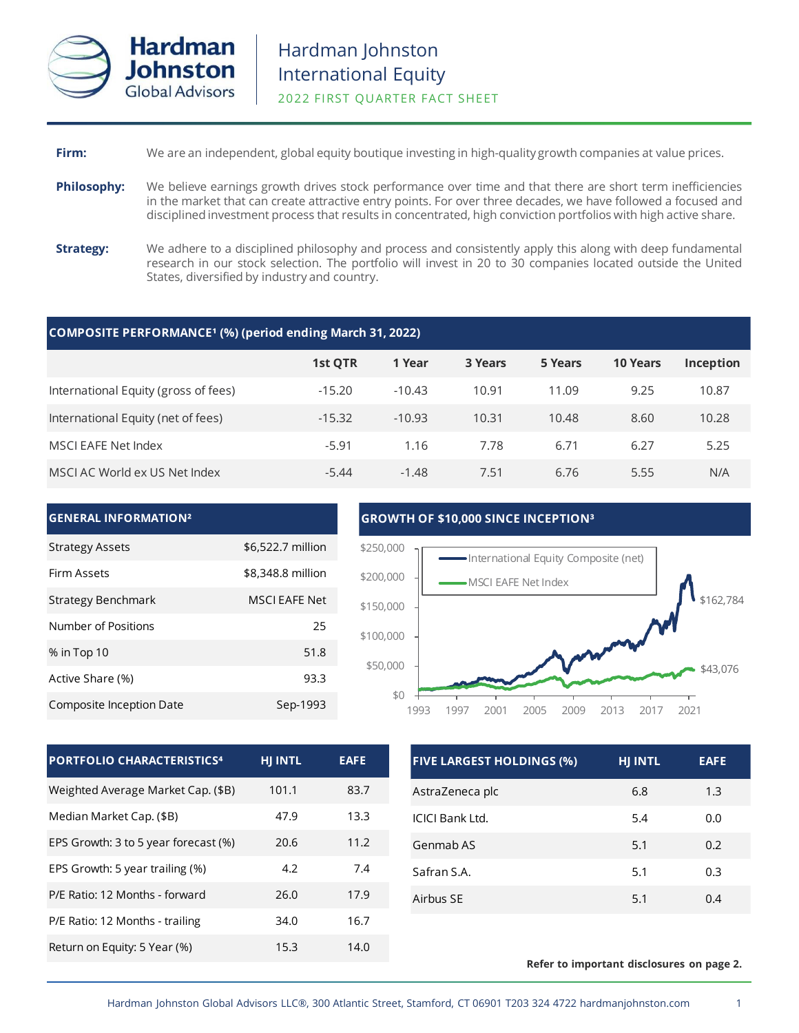# Hardman Johnston International Equity

## 2022 FIRST QUARTER FACT SHEET

**Firm:** We are an independent, global equity boutique investing in high-quality growth companies at value prices.

**Philosophy:** We believe earnings growth drives stock performance over time and that there are short term inefficiencies in the market that can create attractive entry points. For over three decades, we have followed a focused and disciplined investment process that results in concentrated, high conviction portfolios with high active share.

**Strategy:** We adhere to a disciplined philosophy and process and consistently apply this along with deep fundamental research in our stock selection. The portfolio will invest in 20 to 30 companies located outside the United States, diversified by industry and country.

### COMPOSITE PERFORMANCE[1] (%) (period ending March 31, 2022)

| | 1st QTR | 1 Year | 3 Years | 5 Years | 10 Years | Inception |
|---|---|---|---|---|---|---|
| International Equity (gross of fees) | -15.20 | -10.43 | 10.91 | 11.09 | 9.25 | 10.87 |
| International Equity (net of fees) | -15.32 | -10.93 | 10.31 | 10.48 | 8.60 | 10.28 |
| MSCI EAFE Net Index | -5.91 | 1.16 | 7.78 | 6.71 | 6.27 | 5.25 |
| MSCI AC World ex US Net Index | -5.44 | -1.48 | 7.51 | 6.76 | 5.55 | N/A |

### GENERAL INFORMATION[2]

| | |
|---|---|
| Strategy Assets | $6,522.7 million |
| Firm Assets | $8,348.8 million |
| Strategy Benchmark | MSCI EAFE Net |
| Number of Positions | 25 |
| % in Top 10 | 51.8 |
| Active Share (%) | 93.3 |
| Composite Inception Date | Sep-1993 |

### GROWTH OF $10,000 SINCE INCEPTION[3]

International Equity Composite (net): $162,784

MSCI EAFE Net Index: $43,076

### PORTFOLIO CHARACTERISTICS[4]

| PORTFOLIO CHARACTERISTICS | HJ INTL | EAFE |
|---|---|---|
| Weighted Average Market Cap. ($B) | 101.1 | 83.7 |
| Median Market Cap. ($B) | 47.9 | 13.3 |
| EPS Growth: 3 to 5 year forecast (%) | 20.6 | 11.2 |
| EPS Growth: 5 year trailing (%) | 4.2 | 7.4 |
| P/E Ratio: 12 Months - forward | 26.0 | 17.9 |
| P/E Ratio: 12 Months - trailing | 34.0 | 16.7 |
| Return on Equity: 5 Year (%) | 15.3 | 14.0 |

### FIVE LARGEST HOLDINGS (%)

| FIVE LARGEST HOLDINGS (%) | HJ INTL | EAFE |
|---|---|---|
| AstraZeneca plc | 6.8 | 1.3 |
| ICICI Bank Ltd. | 5.4 | 0.0 |
| Genmab AS | 5.1 | 0.2 |
| Safran S.A. | 5.1 | 0.3 |
| Airbus SE | 5.1 | 0.4 |

**Refer to important disclosures on page 2.**

Hardman Johnston Global Advisors LLC®, 300 Atlantic Street, Stamford, CT 06901 T203 324 4722 hardmanjohnston.com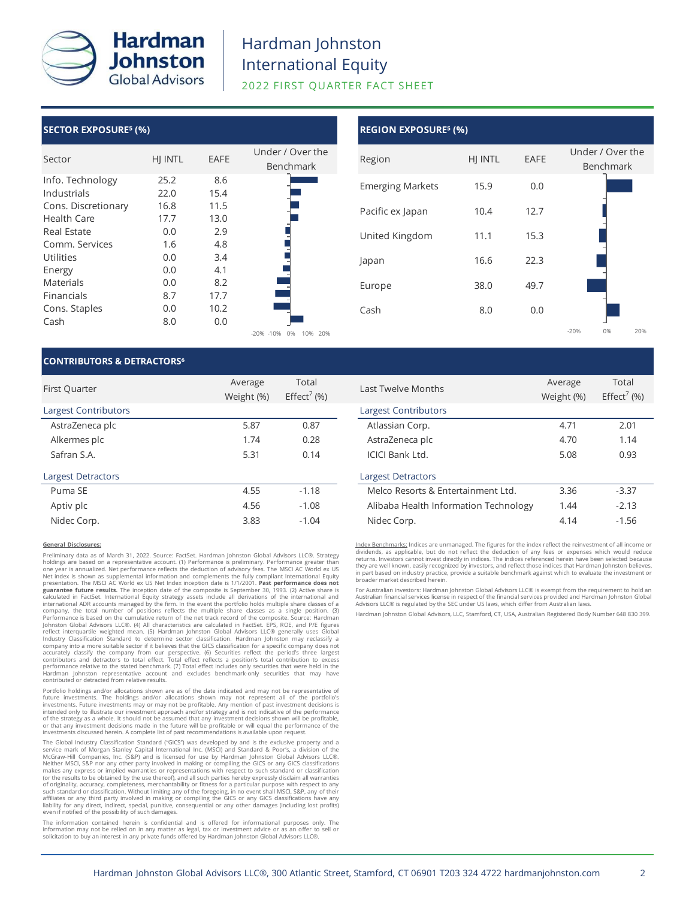# Hardman Johnston International Equity

2022 FIRST QUARTER FACT SHEET

## SECTOR EXPOSURE[5] (%)

| Sector | HJ INTL | EAFE |
|---|---|---|
| Info. Technology | 25.2 | 8.6 |
| Industrials | 22.0 | 15.4 |
| Cons. Discretionary | 16.8 | 11.5 |
| Health Care | 17.7 | 13.0 |
| Real Estate | 0.0 | 2.9 |
| Comm. Services | 1.6 | 4.8 |
| Utilities | 0.0 | 3.4 |
| Energy | 0.0 | 4.1 |
| Materials | 0.0 | 8.2 |
| Financials | 8.7 | 17.7 |
| Cons. Staples | 0.0 | 10.2 |
| Cash | 8.0 | 0.0 |

Under / Over the Benchmark

-20% -10% 0% 10% 20%

## REGION EXPOSURE[5] (%)

| Region | HJ INTL | EAFE |
|---|---|---|
| Emerging Markets | 15.9 | 0.0 |
| Pacific ex Japan | 10.4 | 12.7 |
| United Kingdom | 11.1 | 15.3 |
| Japan | 16.6 | 22.3 |
| Europe | 38.0 | 49.7 |
| Cash | 8.0 | 0.0 |

Under / Over the Benchmark

-20% 0% 20%

## CONTRIBUTORS & DETRACTORS[6]

| First Quarter | Average Weight (%) | Total Effect[7] (%) |
|---|---|---|
| **Largest Contributors** | | |
| AstraZeneca plc | 5.87 | 0.87 |
| Alkermes plc | 1.74 | 0.28 |
| Safran S.A. | 5.31 | 0.14 |
| **Largest Detractors** | | |
| Puma SE | 4.55 | -1.18 |
| Aptiv plc | 4.56 | -1.08 |
| Nidec Corp. | 3.83 | -1.04 |

| Last Twelve Months | Average Weight (%) | Total Effect[7] (%) |
|---|---|---|
| **Largest Contributors** | | |
| Atlassian Corp. | 4.71 | 2.01 |
| AstraZeneca plc | 4.70 | 1.14 |
| ICICI Bank Ltd. | 5.08 | 0.93 |
| **Largest Detractors** | | |
| Melco Resorts & Entertainment Ltd. | 3.36 | -3.37 |
| Alibaba Health Information Technology | 1.44 | -2.13 |
| Nidec Corp. | 4.14 | -1.56 |

**General Disclosures:**

Preliminary data as of March 31, 2022. Source: FactSet. Hardman Johnston Global Advisors LLC®. Strategy holdings are based on a representative account. (1) Performance is preliminary. Performance greater than one year is annualized. Net performance reflects the deduction of advisory fees. The MSCI AC World ex US Net index is shown as supplemental information and complements the fully compliant International Equity presentation. The MSCI AC World ex US Net Index inception date is 1/1/2001. **Past performance does not guarantee future results.** The inception date of the composite is September 30, 1993. (2) Active share is calculated in FactSet. International Equity strategy assets include all derivations of the international and international ADR accounts managed by the firm. In the event the portfolio holds multiple share classes of a company, the total number of positions reflects the multiple share classes as a single position. (3) Performance is based on the cumulative return of the net track record of the composite. Source: Hardman Johnston Global Advisors LLC®. (4) All characteristics are calculated in FactSet. EPS, ROE, and P/E figures reflect interquartile weighted mean. (5) Hardman Johnston Global Advisors LLC® generally uses Global Industry Classification Standard to determine sector classification. Hardman Johnston may reclassify a company into a more suitable sector if it believes that the GICS classification for a specific company does not accurately classify the company from our perspective. (6) Securities reflect the period's three largest contributors and detractors to total effect. Total effect reflects a position's total contribution to excess performance relative to the stated benchmark. (7) Total effect includes only securities that were held in the Hardman Johnston representative account and excludes benchmark-only securities that may have contributed or detracted from relative results.

Portfolio holdings and/or allocations shown are as of the date indicated and may not be representative of future investments. The holdings and/or allocations shown may not represent all of the portfolio's investments. Future investments may or may not be profitable. Any mention of past investment decisions is intended only to illustrate our investment approach and/or strategy and is not indicative of the performance of the strategy as a whole. It should not be assumed that any investment decisions shown will be profitable, or that any investment decisions made in the future will be profitable or will equal the performance of the investments discussed herein. A complete list of past recommendations is available upon request.

The Global Industry Classification Standard ("GICS") was developed by and is the exclusive property and a service mark of Morgan Stanley Capital International Inc. (MSCI) and Standard & Poor's, a division of the McGraw-Hill Companies, Inc. (S&P) and is licensed for use by Hardman Johnston Global Advisors LLC®. Neither MSCI, S&P nor any other party involved in making or compiling the GICS or any GICS classifications makes any express or implied warranties or representations with respect to such standard or classification (or the results to be obtained by the use thereof), and all such parties hereby expressly disclaim all warranties of originality, accuracy, completeness, merchantability or fitness for a particular purpose with respect to any such standard or classification. Without limiting any of the foregoing, in no event shall MSCI, S&P, any of their affiliates or any third party involved in making or compiling the GICS or any GICS classifications have any liability for any direct, indirect, special, punitive, consequential or any other damages (including lost profits) even if notified of the possibility of such damages.

The information contained herein is confidential and is offered for informational purposes only. The information may not be relied on in any matter as legal, tax or investment advice or as an offer to sell or solicitation to buy an interest in any private funds offered by Hardman Johnston Global Advisors LLC®.

Index Benchmarks: Indices are unmanaged. The figures for the index reflect the reinvestment of all income or dividends, as applicable, but do not reflect the deduction of any fees or expenses which would reduce returns. Investors cannot invest directly in indices. The indices referenced herein have been selected because they are well known, easily recognized by investors, and reflect those indices that Hardman Johnston believes, in part based on industry practice, provide a suitable benchmark against which to evaluate the investment or broader market described herein.

For Australian investors: Hardman Johnston Global Advisors LLC® is exempt from the requirement to hold an Australian financial services license in respect of the financial services provided and Hardman Johnston Global Advisors LLC® is regulated by the SEC under US laws, which differ from Australian laws.

Hardman Johnston Global Advisors, LLC, Stamford, CT, USA, Australian Registered Body Number 648 830 399.

Hardman Johnston Global Advisors LLC®, 300 Atlantic Street, Stamford, CT 06901 T203 324 4722 hardmanjohnston.com